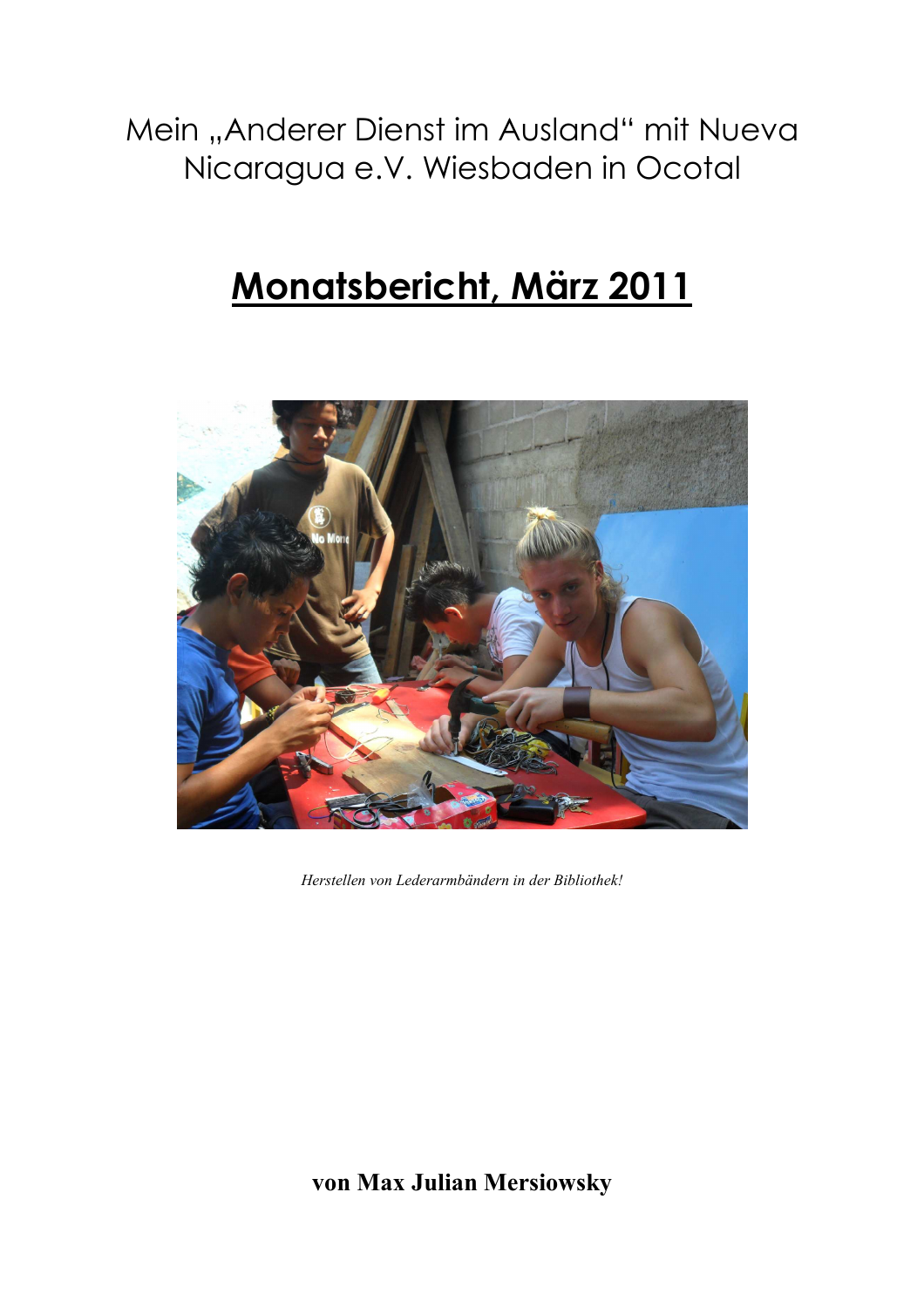Mein „Anderer Dienst im Ausland" mit Nueva Nicaragua e.V. Wiesbaden in Ocotal

# Monatsbericht, März 2011

*Herstellen von Lederarmbändern in der Bibliothek!*

**von Max Julian Mersiowsky**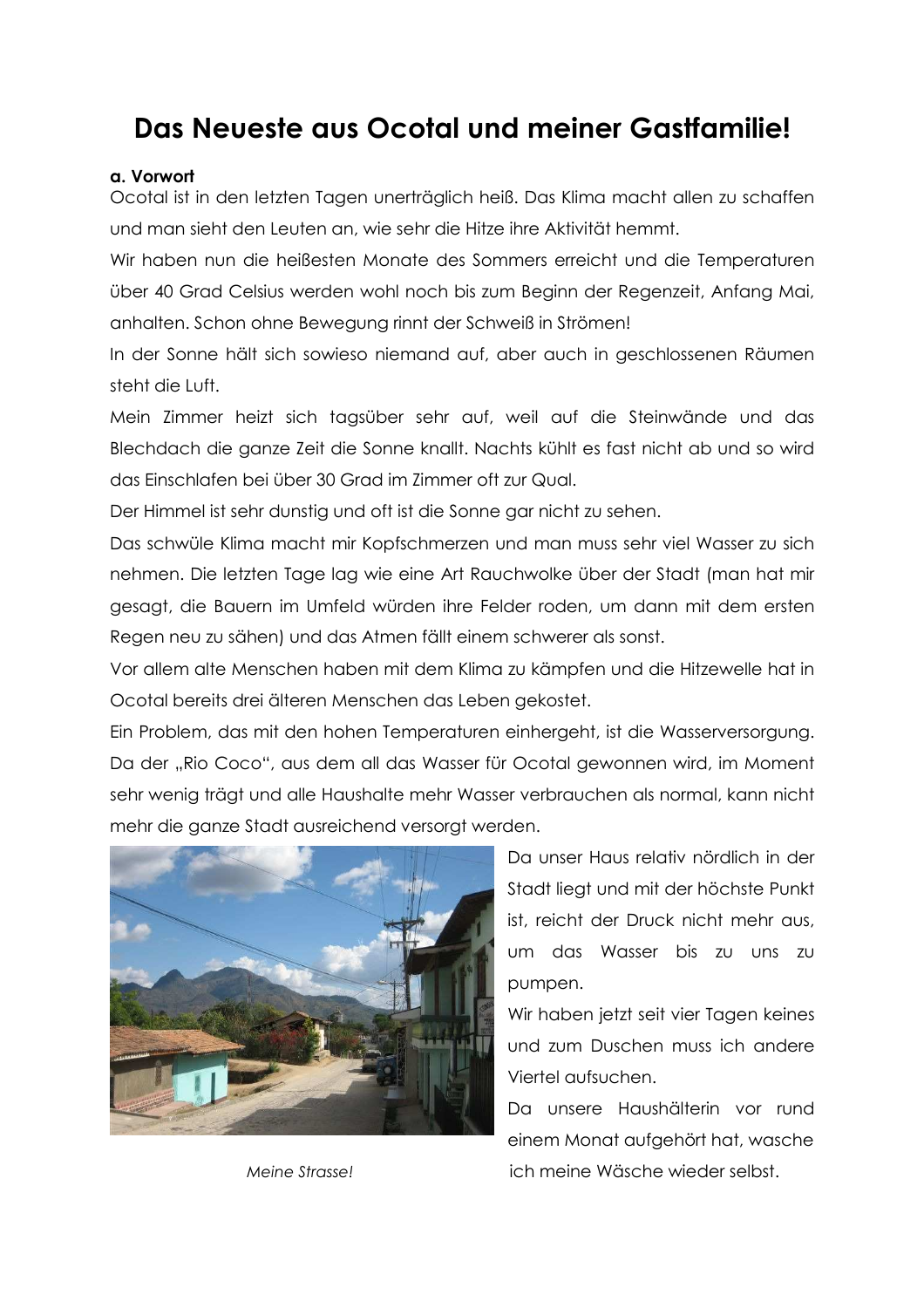# Das Neueste aus Ocotal und meiner Gastfamilie!

**a. Vorwort**

Ocotal ist in den letzten Tagen unerträglich heiß. Das Klima macht allen zu schaffen und man sieht den Leuten an, wie sehr die Hitze ihre Aktivität hemmt.

Wir haben nun die heißesten Monate des Sommers erreicht und die Temperaturen über 40 Grad Celsius werden wohl noch bis zum Beginn der Regenzeit, Anfang Mai, anhalten. Schon ohne Bewegung rinnt der Schweiß in Strömen!

In der Sonne hält sich sowieso niemand auf, aber auch in geschlossenen Räumen steht die Luft.

Mein Zimmer heizt sich tagsüber sehr auf, weil auf die Steinwände und das Blechdach die ganze Zeit die Sonne knallt. Nachts kühlt es fast nicht ab und so wird das Einschlafen bei über 30 Grad im Zimmer oft zur Qual.

Der Himmel ist sehr dunstig und oft ist die Sonne gar nicht zu sehen.

Das schwüle Klima macht mir Kopfschmerzen und man muss sehr viel Wasser zu sich nehmen. Die letzten Tage lag wie eine Art Rauchwolke über der Stadt (man hat mir gesagt, die Bauern im Umfeld würden ihre Felder roden, um dann mit dem ersten Regen neu zu sähen) und das Atmen fällt einem schwerer als sonst.

Vor allem alte Menschen haben mit dem Klima zu kämpfen und die Hitzewelle hat in Ocotal bereits drei älteren Menschen das Leben gekostet.

Ein Problem, das mit den hohen Temperaturen einhergeht, ist die Wasserversorgung. Da der „Rio Coco", aus dem all das Wasser für Ocotal gewonnen wird, im Moment sehr wenig trägt und alle Haushalte mehr Wasser verbrauchen als normal, kann nicht mehr die ganze Stadt ausreichend versorgt werden.

*Meine Strasse!*

Da unser Haus relativ nördlich in der Stadt liegt und mit der höchste Punkt ist, reicht der Druck nicht mehr aus, um das Wasser bis zu uns zu pumpen.

Wir haben jetzt seit vier Tagen keines und zum Duschen muss ich andere Viertel aufsuchen.

Da unsere Haushälterin vor rund einem Monat aufgehört hat, wasche ich meine Wäsche wieder selbst.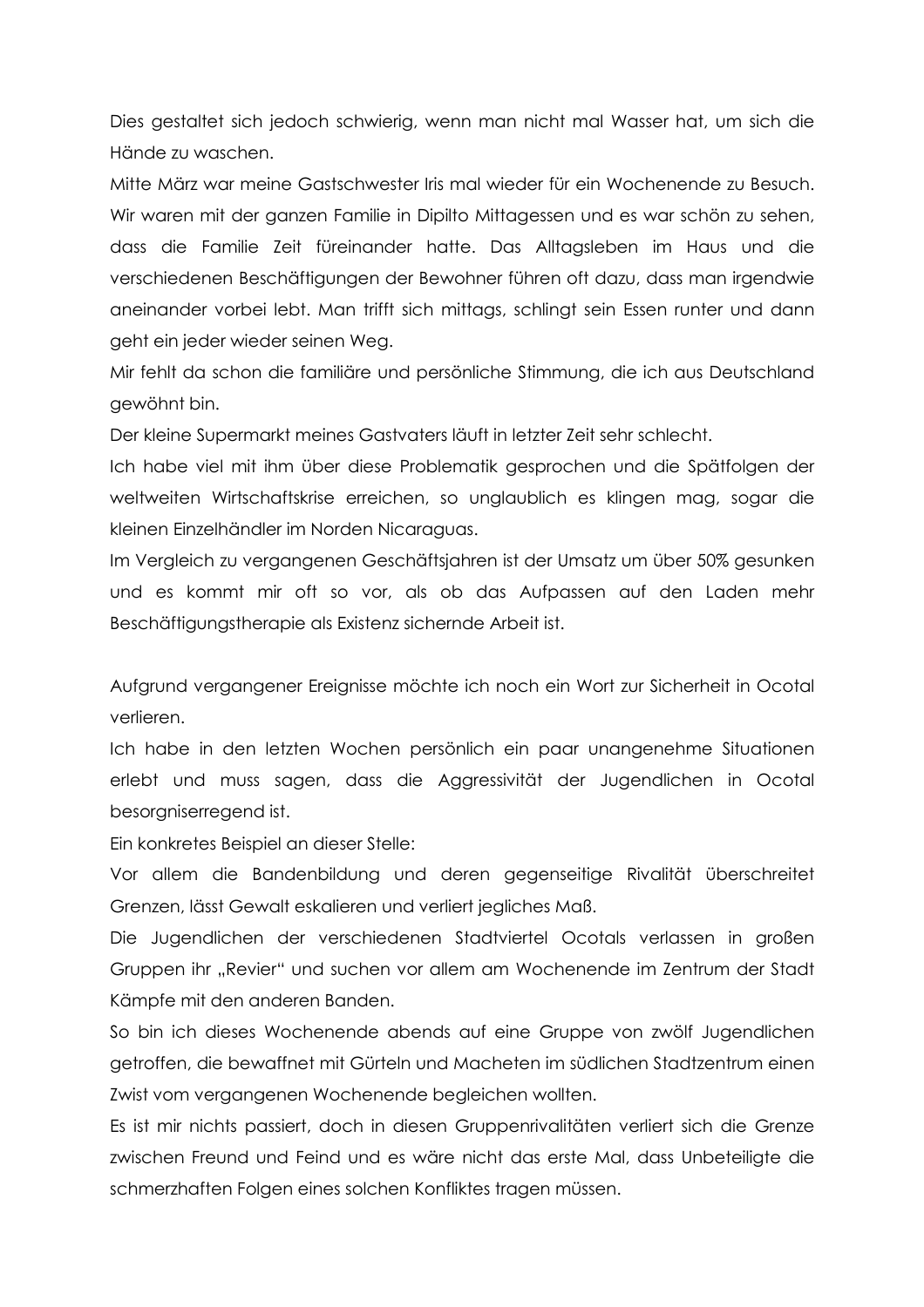Dies gestaltet sich jedoch schwierig, wenn man nicht mal Wasser hat, um sich die Hände zu waschen.

Mitte März war meine Gastschwester Iris mal wieder für ein Wochenende zu Besuch. Wir waren mit der ganzen Familie in Dipilto Mittagessen und es war schön zu sehen, dass die Familie Zeit füreinander hatte. Das Alltagsleben im Haus und die verschiedenen Beschäftigungen der Bewohner führen oft dazu, dass man irgendwie aneinander vorbei lebt. Man trifft sich mittags, schlingt sein Essen runter und dann geht ein jeder wieder seinen Weg.

Mir fehlt da schon die familiäre und persönliche Stimmung, die ich aus Deutschland gewöhnt bin.

Der kleine Supermarkt meines Gastvaters läuft in letzter Zeit sehr schlecht.

Ich habe viel mit ihm über diese Problematik gesprochen und die Spätfolgen der weltweiten Wirtschaftskrise erreichen, so unglaublich es klingen mag, sogar die kleinen Einzelhändler im Norden Nicaraguas.

Im Vergleich zu vergangenen Geschäftsjahren ist der Umsatz um über 50% gesunken und es kommt mir oft so vor, als ob das Aufpassen auf den Laden mehr Beschäftigungstherapie als Existenz sichernde Arbeit ist.

Aufgrund vergangener Ereignisse möchte ich noch ein Wort zur Sicherheit in Ocotal verlieren.

Ich habe in den letzten Wochen persönlich ein paar unangenehme Situationen erlebt und muss sagen, dass die Aggressivität der Jugendlichen in Ocotal besorgniserregend ist.

Ein konkretes Beispiel an dieser Stelle:

Vor allem die Bandenbildung und deren gegenseitige Rivalität überschreitet Grenzen, lässt Gewalt eskalieren und verliert jegliches Maß.

Die Jugendlichen der verschiedenen Stadtviertel Ocotals verlassen in großen Gruppen ihr „Revier" und suchen vor allem am Wochenende im Zentrum der Stadt Kämpfe mit den anderen Banden.

So bin ich dieses Wochenende abends auf eine Gruppe von zwölf Jugendlichen getroffen, die bewaffnet mit Gürteln und Macheten im südlichen Stadtzentrum einen Zwist vom vergangenen Wochenende begleichen wollten.

Es ist mir nichts passiert, doch in diesen Gruppenrivalitäten verliert sich die Grenze zwischen Freund und Feind und es wäre nicht das erste Mal, dass Unbeteiligte die schmerzhaften Folgen eines solchen Konfliktes tragen müssen.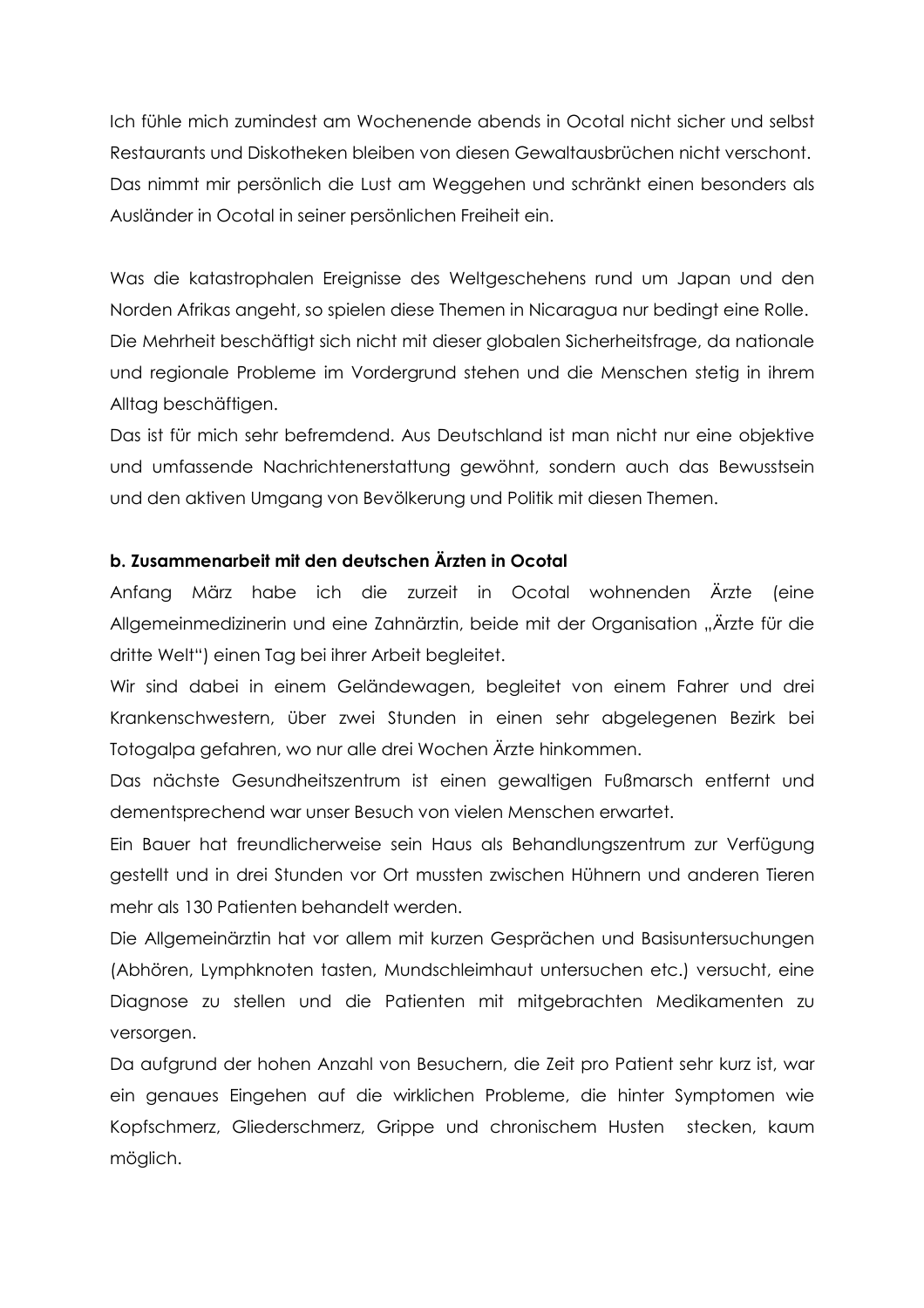Ich fühle mich zumindest am Wochenende abends in Ocotal nicht sicher und selbst Restaurants und Diskotheken bleiben von diesen Gewaltausbrüchen nicht verschont. Das nimmt mir persönlich die Lust am Weggehen und schränkt einen besonders als Ausländer in Ocotal in seiner persönlichen Freiheit ein.

Was die katastrophalen Ereignisse des Weltgeschehens rund um Japan und den Norden Afrikas angeht, so spielen diese Themen in Nicaragua nur bedingt eine Rolle. Die Mehrheit beschäftigt sich nicht mit dieser globalen Sicherheitsfrage, da nationale und regionale Probleme im Vordergrund stehen und die Menschen stetig in ihrem Alltag beschäftigen.
Das ist für mich sehr befremdend. Aus Deutschland ist man nicht nur eine objektive und umfassende Nachrichtenerstattung gewöhnt, sondern auch das Bewusstsein und den aktiven Umgang von Bevölkerung und Politik mit diesen Themen.

**b. Zusammenarbeit mit den deutschen Ärzten in Ocotal**

Anfang März habe ich die zurzeit in Ocotal wohnenden Ärzte (eine Allgemeinmedizinerin und eine Zahnärztin, beide mit der Organisation „Ärzte für die dritte Welt") einen Tag bei ihrer Arbeit begleitet.
Wir sind dabei in einem Geländewagen, begleitet von einem Fahrer und drei Krankenschwestern, über zwei Stunden in einen sehr abgelegenen Bezirk bei Totogalpa gefahren, wo nur alle drei Wochen Ärzte hinkommen.
Das nächste Gesundheitszentrum ist einen gewaltigen Fußmarsch entfernt und dementsprechend war unser Besuch von vielen Menschen erwartet.
Ein Bauer hat freundlicherweise sein Haus als Behandlungszentrum zur Verfügung gestellt und in drei Stunden vor Ort mussten zwischen Hühnern und anderen Tieren mehr als 130 Patienten behandelt werden.
Die Allgemeinärztin hat vor allem mit kurzen Gesprächen und Basisuntersuchungen (Abhören, Lymphknoten tasten, Mundschleimhaut untersuchen etc.) versucht, eine Diagnose zu stellen und die Patienten mit mitgebrachten Medikamenten zu versorgen.
Da aufgrund der hohen Anzahl von Besuchern, die Zeit pro Patient sehr kurz ist, war ein genaues Eingehen auf die wirklichen Probleme, die hinter Symptomen wie Kopfschmerz, Gliederschmerz, Grippe und chronischem Husten stecken, kaum möglich.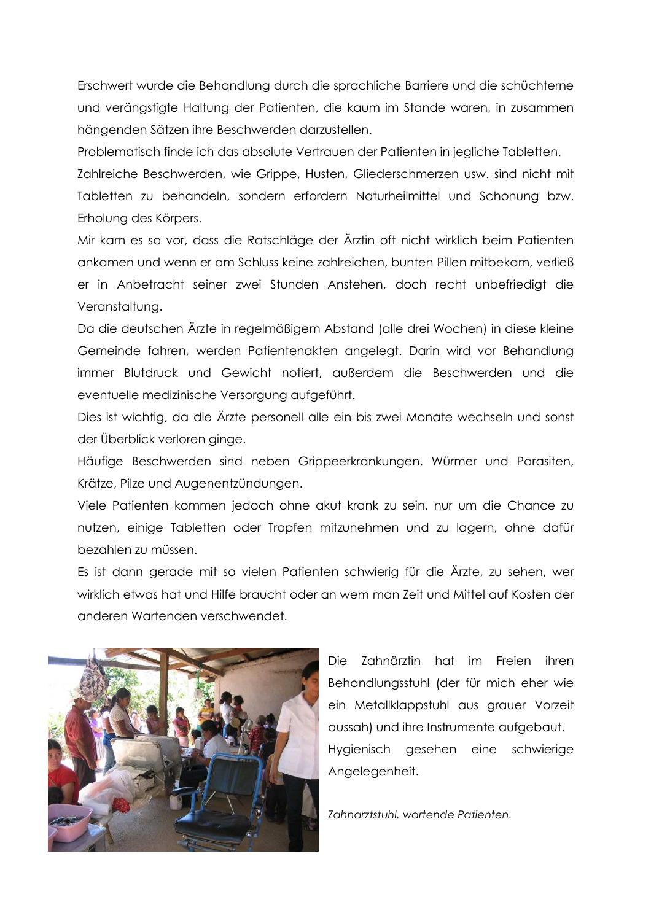Erschwert wurde die Behandlung durch die sprachliche Barriere und die schüchterne und verängstigte Haltung der Patienten, die kaum im Stande waren, in zusammen hängenden Sätzen ihre Beschwerden darzustellen.

Problematisch finde ich das absolute Vertrauen der Patienten in jegliche Tabletten.

Zahlreiche Beschwerden, wie Grippe, Husten, Gliederschmerzen usw. sind nicht mit Tabletten zu behandeln, sondern erfordern Naturheilmittel und Schonung bzw. Erholung des Körpers.

Mir kam es so vor, dass die Ratschläge der Ärztin oft nicht wirklich beim Patienten ankamen und wenn er am Schluss keine zahlreichen, bunten Pillen mitbekam, verließ er in Anbetracht seiner zwei Stunden Anstehen, doch recht unbefriedigt die Veranstaltung.

Da die deutschen Ärzte in regelmäßigem Abstand (alle drei Wochen) in diese kleine Gemeinde fahren, werden Patientenakten angelegt. Darin wird vor Behandlung immer Blutdruck und Gewicht notiert, außerdem die Beschwerden und die eventuelle medizinische Versorgung aufgeführt.

Dies ist wichtig, da die Ärzte personell alle ein bis zwei Monate wechseln und sonst der Überblick verloren ginge.

Häufige Beschwerden sind neben Grippeerkrankungen, Würmer und Parasiten, Krätze, Pilze und Augenentzündungen.

Viele Patienten kommen jedoch ohne akut krank zu sein, nur um die Chance zu nutzen, einige Tabletten oder Tropfen mitzunehmen und zu lagern, ohne dafür bezahlen zu müssen.

Es ist dann gerade mit so vielen Patienten schwierig für die Ärzte, zu sehen, wer wirklich etwas hat und Hilfe braucht oder an wem man Zeit und Mittel auf Kosten der anderen Wartenden verschwendet.

Die Zahnärztin hat im Freien ihren Behandlungsstuhl (der für mich eher wie ein Metallklappstuhl aus grauer Vorzeit aussah) und ihre Instrumente aufgebaut.

Hygienisch gesehen eine schwierige Angelegenheit.

*Zahnarztstuhl, wartende Patienten.*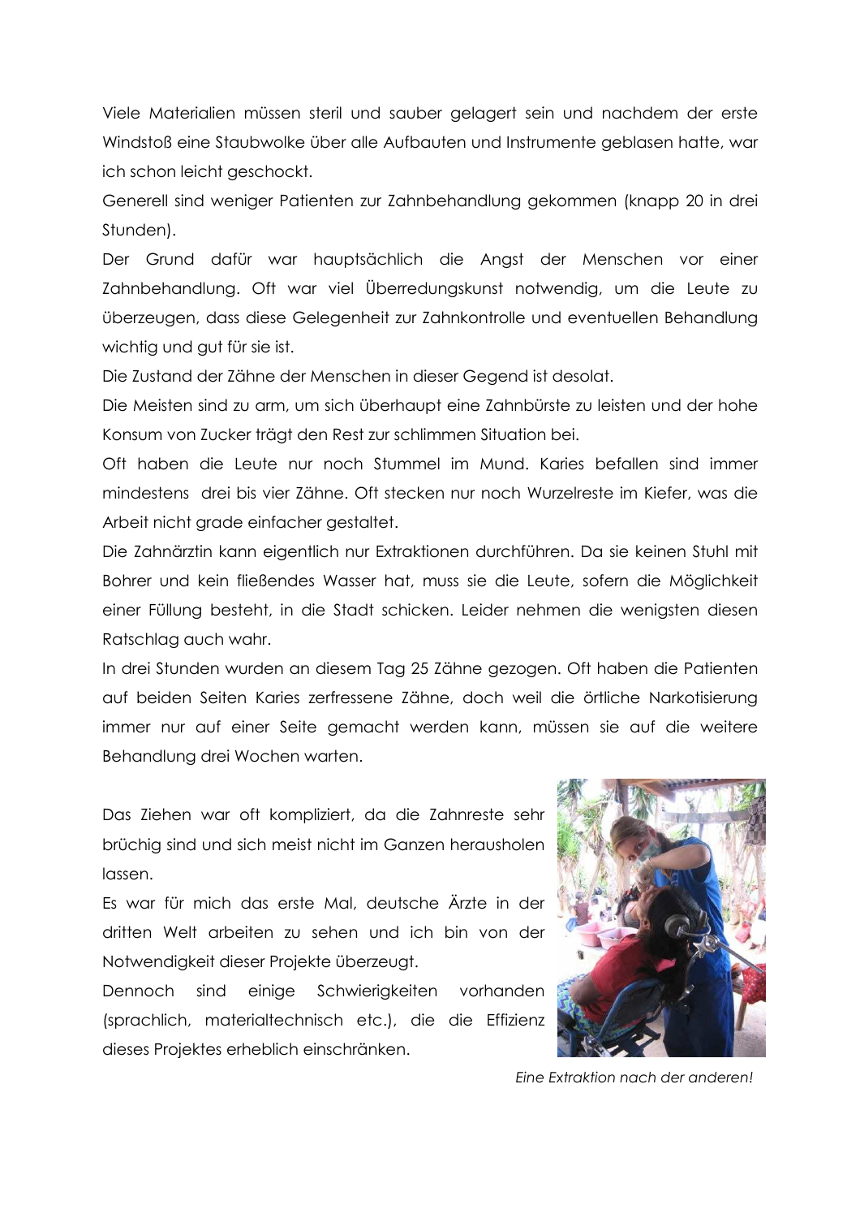Viele Materialien müssen steril und sauber gelagert sein und nachdem der erste Windstoß eine Staubwolke über alle Aufbauten und Instrumente geblasen hatte, war ich schon leicht geschockt.

Generell sind weniger Patienten zur Zahnbehandlung gekommen (knapp 20 in drei Stunden).

Der Grund dafür war hauptsächlich die Angst der Menschen vor einer Zahnbehandlung. Oft war viel Überredungskunst notwendig, um die Leute zu überzeugen, dass diese Gelegenheit zur Zahnkontrolle und eventuellen Behandlung wichtig und gut für sie ist.

Die Zustand der Zähne der Menschen in dieser Gegend ist desolat.

Die Meisten sind zu arm, um sich überhaupt eine Zahnbürste zu leisten und der hohe Konsum von Zucker trägt den Rest zur schlimmen Situation bei.

Oft haben die Leute nur noch Stummel im Mund. Karies befallen sind immer mindestens drei bis vier Zähne. Oft stecken nur noch Wurzelreste im Kiefer, was die Arbeit nicht grade einfacher gestaltet.

Die Zahnärztin kann eigentlich nur Extraktionen durchführen. Da sie keinen Stuhl mit Bohrer und kein fließendes Wasser hat, muss sie die Leute, sofern die Möglichkeit einer Füllung besteht, in die Stadt schicken. Leider nehmen die wenigsten diesen Ratschlag auch wahr.

In drei Stunden wurden an diesem Tag 25 Zähne gezogen. Oft haben die Patienten auf beiden Seiten Karies zerfressene Zähne, doch weil die örtliche Narkotisierung immer nur auf einer Seite gemacht werden kann, müssen sie auf die weitere Behandlung drei Wochen warten.

Das Ziehen war oft kompliziert, da die Zahnreste sehr brüchig sind und sich meist nicht im Ganzen herausholen lassen.

Es war für mich das erste Mal, deutsche Ärzte in der dritten Welt arbeiten zu sehen und ich bin von der Notwendigkeit dieser Projekte überzeugt.

Dennoch sind einige Schwierigkeiten vorhanden (sprachlich, materialtechnisch etc.), die die Effizienz dieses Projektes erheblich einschränken.

*Eine Extraktion nach der anderen!*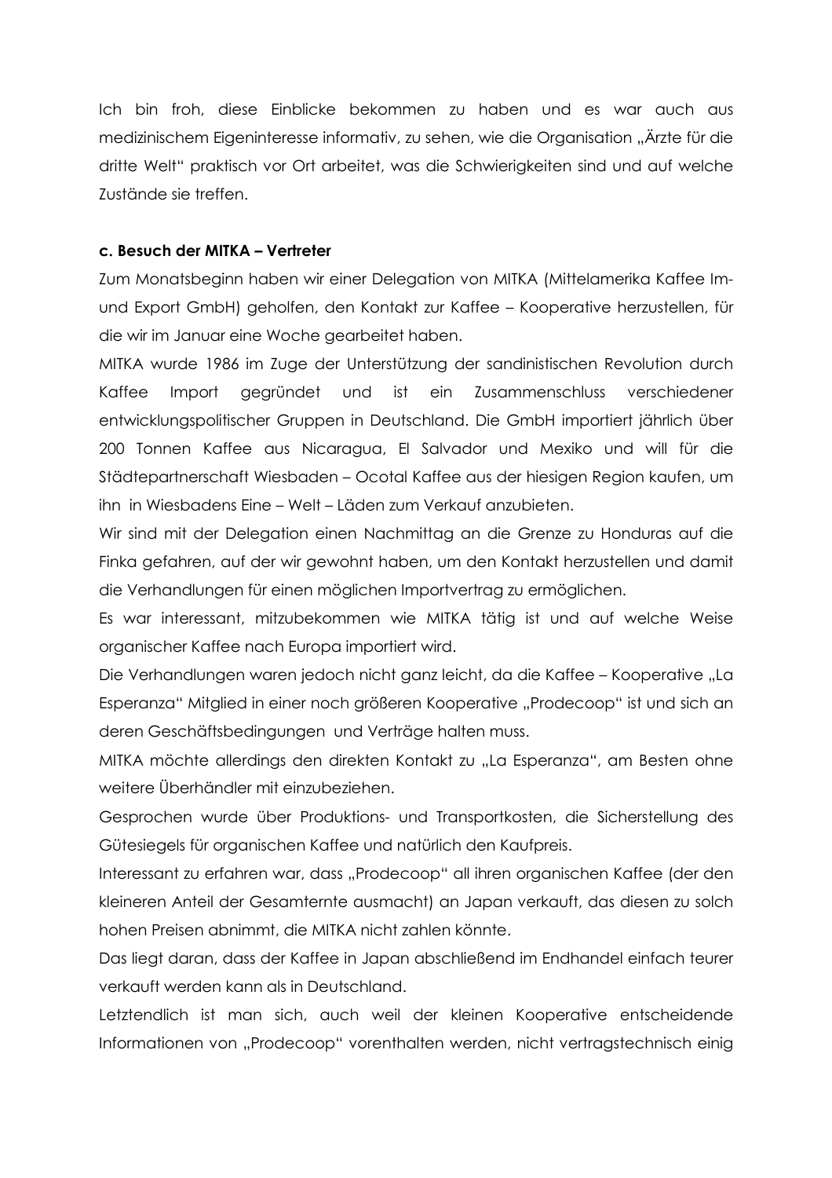Ich bin froh, diese Einblicke bekommen zu haben und es war auch aus medizinischem Eigeninteresse informativ, zu sehen, wie die Organisation „Ärzte für die dritte Welt" praktisch vor Ort arbeitet, was die Schwierigkeiten sind und auf welche Zustände sie treffen.

**c. Besuch der MITKA – Vertreter**

Zum Monatsbeginn haben wir einer Delegation von MITKA (Mittelamerika Kaffee Im- und Export GmbH) geholfen, den Kontakt zur Kaffee – Kooperative herzustellen, für die wir im Januar eine Woche gearbeitet haben.

MITKA wurde 1986 im Zuge der Unterstützung der sandinistischen Revolution durch Kaffee Import gegründet und ist ein Zusammenschluss verschiedener entwicklungspolitischer Gruppen in Deutschland. Die GmbH importiert jährlich über 200 Tonnen Kaffee aus Nicaragua, El Salvador und Mexiko und will für die Städtepartnerschaft Wiesbaden – Ocotal Kaffee aus der hiesigen Region kaufen, um ihn in Wiesbadens Eine – Welt – Läden zum Verkauf anzubieten.

Wir sind mit der Delegation einen Nachmittag an die Grenze zu Honduras auf die Finka gefahren, auf der wir gewohnt haben, um den Kontakt herzustellen und damit die Verhandlungen für einen möglichen Importvertrag zu ermöglichen.

Es war interessant, mitzubekommen wie MITKA tätig ist und auf welche Weise organischer Kaffee nach Europa importiert wird.

Die Verhandlungen waren jedoch nicht ganz leicht, da die Kaffee – Kooperative „La Esperanza" Mitglied in einer noch größeren Kooperative „Prodecoop" ist und sich an deren Geschäftsbedingungen und Verträge halten muss.

MITKA möchte allerdings den direkten Kontakt zu „La Esperanza", am Besten ohne weitere Überhändler mit einzubeziehen.

Gesprochen wurde über Produktions- und Transportkosten, die Sicherstellung des Gütesiegels für organischen Kaffee und natürlich den Kaufpreis.

Interessant zu erfahren war, dass „Prodecoop" all ihren organischen Kaffee (der den kleineren Anteil der Gesamternte ausmacht) an Japan verkauft, das diesen zu solch hohen Preisen abnimmt, die MITKA nicht zahlen könnte.

Das liegt daran, dass der Kaffee in Japan abschließend im Endhandel einfach teurer verkauft werden kann als in Deutschland.

Letztendlich ist man sich, auch weil der kleinen Kooperative entscheidende Informationen von „Prodecoop" vorenthalten werden, nicht vertragstechnisch einig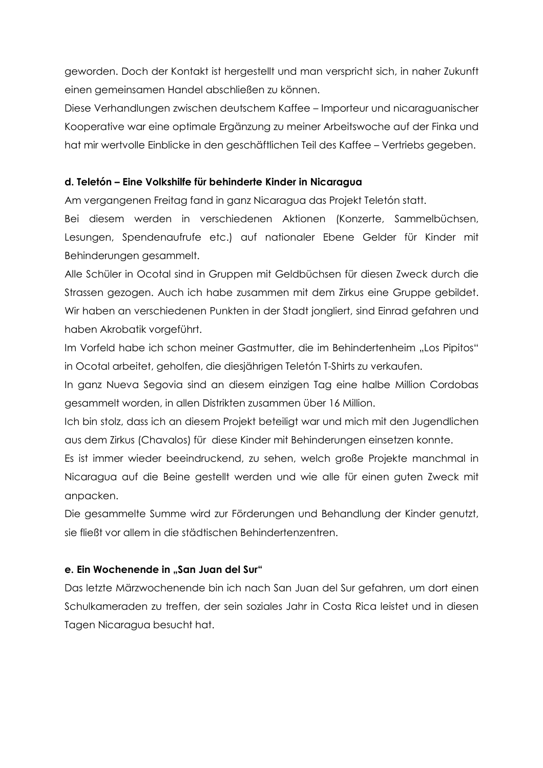geworden. Doch der Kontakt ist hergestellt und man verspricht sich, in naher Zukunft einen gemeinsamen Handel abschließen zu können.

Diese Verhandlungen zwischen deutschem Kaffee – Importeur und nicaraguanischer Kooperative war eine optimale Ergänzung zu meiner Arbeitswoche auf der Finka und hat mir wertvolle Einblicke in den geschäftlichen Teil des Kaffee – Vertriebs gegeben.

**d. Teletón – Eine Volkshilfe für behinderte Kinder in Nicaragua**

Am vergangenen Freitag fand in ganz Nicaragua das Projekt Teletón statt.

Bei diesem werden in verschiedenen Aktionen (Konzerte, Sammelbüchsen, Lesungen, Spendenaufrufe etc.) auf nationaler Ebene Gelder für Kinder mit Behinderungen gesammelt.

Alle Schüler in Ocotal sind in Gruppen mit Geldbüchsen für diesen Zweck durch die Strassen gezogen. Auch ich habe zusammen mit dem Zirkus eine Gruppe gebildet. Wir haben an verschiedenen Punkten in der Stadt jongliert, sind Einrad gefahren und haben Akrobatik vorgeführt.

Im Vorfeld habe ich schon meiner Gastmutter, die im Behindertenheim „Los Pipitos" in Ocotal arbeitet, geholfen, die diesjährigen Teletón T-Shirts zu verkaufen.

In ganz Nueva Segovia sind an diesem einzigen Tag eine halbe Million Cordobas gesammelt worden, in allen Distrikten zusammen über 16 Million.

Ich bin stolz, dass ich an diesem Projekt beteiligt war und mich mit den Jugendlichen aus dem Zirkus (Chavalos) für diese Kinder mit Behinderungen einsetzen konnte.

Es ist immer wieder beeindruckend, zu sehen, welch große Projekte manchmal in Nicaragua auf die Beine gestellt werden und wie alle für einen guten Zweck mit anpacken.

Die gesammelte Summe wird zur Förderungen und Behandlung der Kinder genutzt, sie fließt vor allem in die städtischen Behindertenzentren.

**e. Ein Wochenende in „San Juan del Sur"**

Das letzte Märzwochenende bin ich nach San Juan del Sur gefahren, um dort einen Schulkameraden zu treffen, der sein soziales Jahr in Costa Rica leistet und in diesen Tagen Nicaragua besucht hat.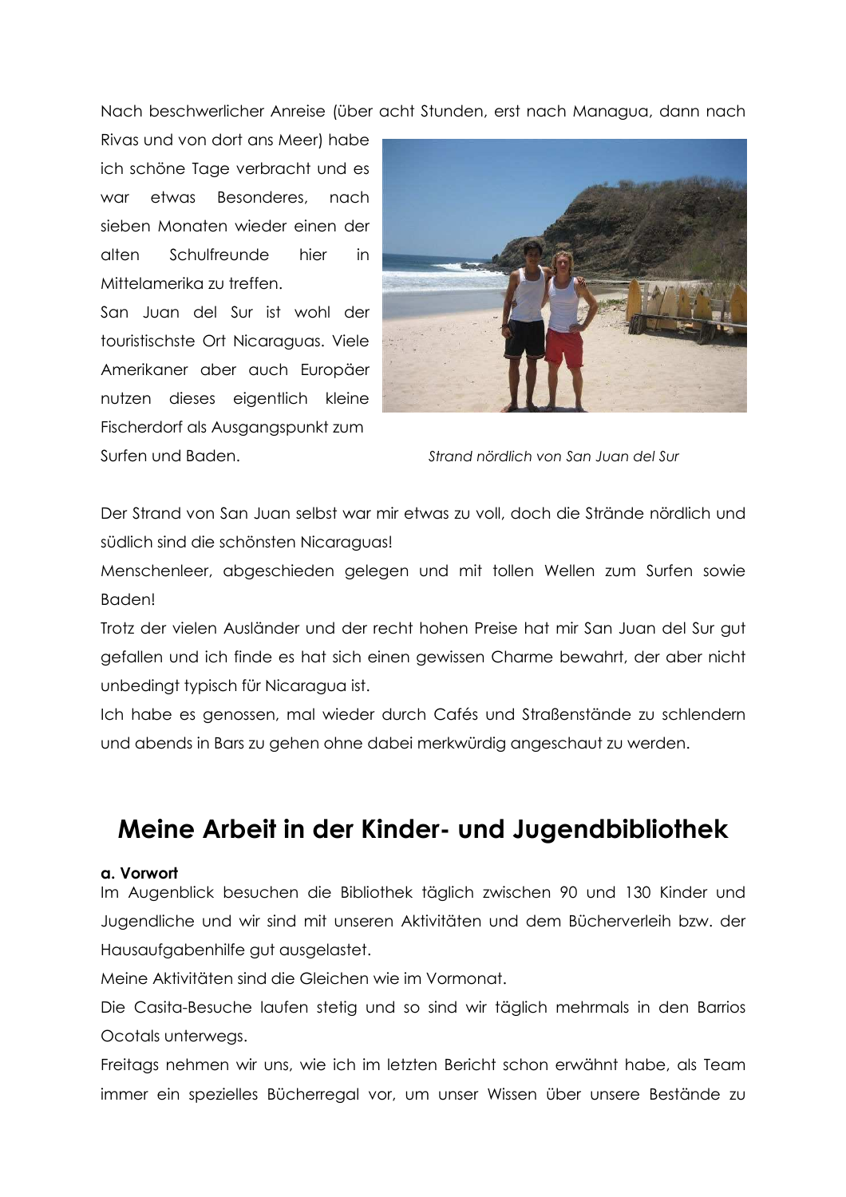Nach beschwerlicher Anreise (über acht Stunden, erst nach Managua, dann nach Rivas und von dort ans Meer) habe ich schöne Tage verbracht und es war etwas Besonderes, nach sieben Monaten wieder einen der alten Schulfreunde hier in Mittelamerika zu treffen.

San Juan del Sur ist wohl der touristischste Ort Nicaraguas. Viele Amerikaner aber auch Europäer nutzen dieses eigentlich kleine Fischerdorf als Ausgangspunkt zum Surfen und Baden.

*Strand nördlich von San Juan del Sur*

Der Strand von San Juan selbst war mir etwas zu voll, doch die Strände nördlich und südlich sind die schönsten Nicaraguas!

Menschenleer, abgeschieden gelegen und mit tollen Wellen zum Surfen sowie Baden!

Trotz der vielen Ausländer und der recht hohen Preise hat mir San Juan del Sur gut gefallen und ich finde es hat sich einen gewissen Charme bewahrt, der aber nicht unbedingt typisch für Nicaragua ist.

Ich habe es genossen, mal wieder durch Cafés und Straßenstände zu schlendern und abends in Bars zu gehen ohne dabei merkwürdig angeschaut zu werden.

## Meine Arbeit in der Kinder- und Jugendbibliothek

**a. Vorwort**

Im Augenblick besuchen die Bibliothek täglich zwischen 90 und 130 Kinder und Jugendliche und wir sind mit unseren Aktivitäten und dem Bücherverleih bzw. der Hausaufgabenhilfe gut ausgelastet.

Meine Aktivitäten sind die Gleichen wie im Vormonat.

Die Casita-Besuche laufen stetig und so sind wir täglich mehrmals in den Barrios Ocotals unterwegs.

Freitags nehmen wir uns, wie ich im letzten Bericht schon erwähnt habe, als Team immer ein spezielles Bücherregal vor, um unser Wissen über unsere Bestände zu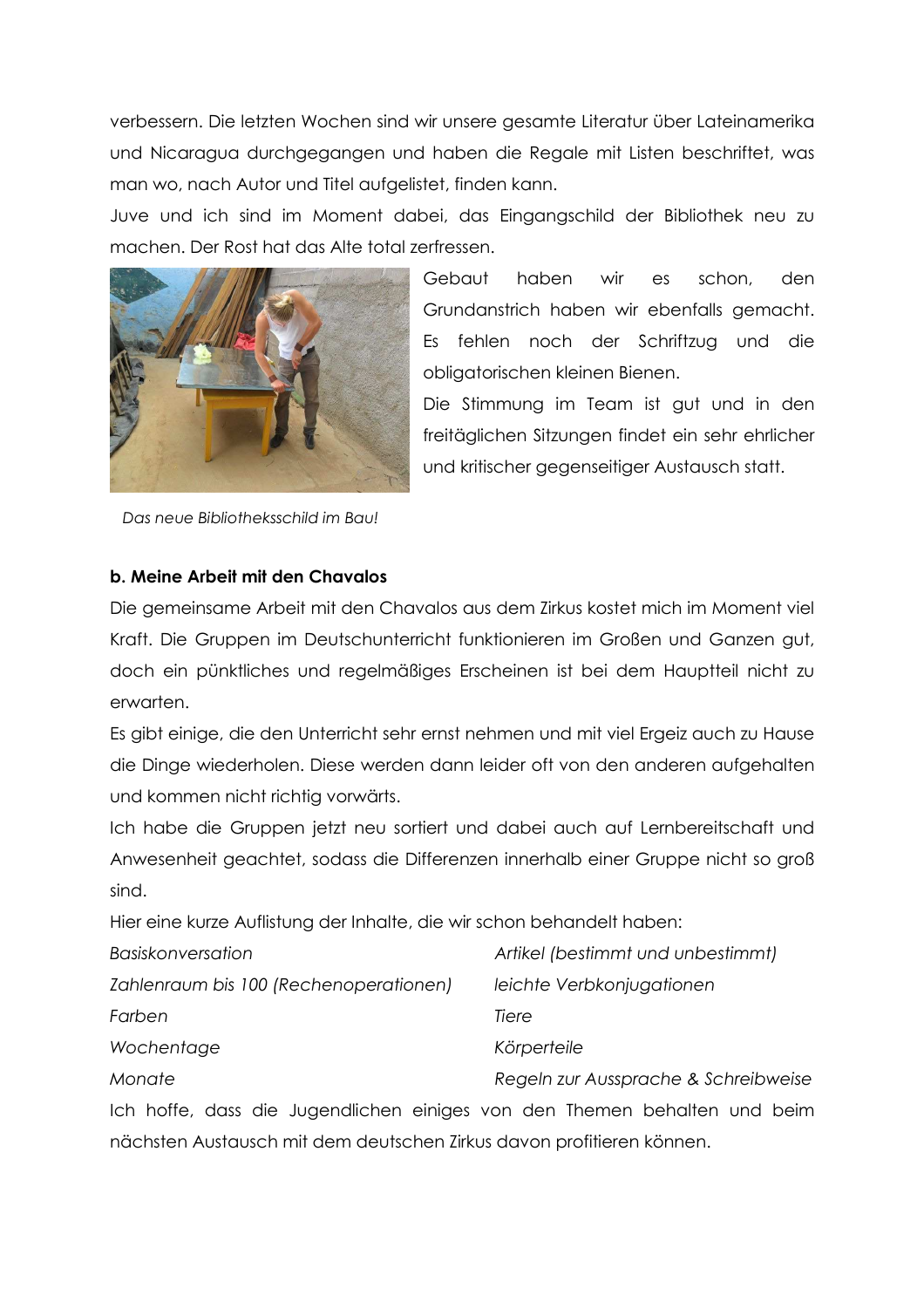verbessern. Die letzten Wochen sind wir unsere gesamte Literatur über Lateinamerika und Nicaragua durchgegangen und haben die Regale mit Listen beschriftet, was man wo, nach Autor und Titel aufgelistet, finden kann.

Juve und ich sind im Moment dabei, das Eingangschild der Bibliothek neu zu machen. Der Rost hat das Alte total zerfressen.

Gebaut haben wir es schon, den Grundanstrich haben wir ebenfalls gemacht. Es fehlen noch der Schriftzug und die obligatorischen kleinen Bienen.

Die Stimmung im Team ist gut und in den freitäglichen Sitzungen findet ein sehr ehrlicher und kritischer gegenseitiger Austausch statt.

*Das neue Bibliotheksschild im Bau!*

**b. Meine Arbeit mit den Chavalos**

Die gemeinsame Arbeit mit den Chavalos aus dem Zirkus kostet mich im Moment viel Kraft. Die Gruppen im Deutschunterricht funktionieren im Großen und Ganzen gut, doch ein pünktliches und regelmäßiges Erscheinen ist bei dem Hauptteil nicht zu erwarten.

Es gibt einige, die den Unterricht sehr ernst nehmen und mit viel Ergeiz auch zu Hause die Dinge wiederholen. Diese werden dann leider oft von den anderen aufgehalten und kommen nicht richtig vorwärts.

Ich habe die Gruppen jetzt neu sortiert und dabei auch auf Lernbereitschaft und Anwesenheit geachtet, sodass die Differenzen innerhalb einer Gruppe nicht so groß sind.

Hier eine kurze Auflistung der Inhalte, die wir schon behandelt haben:

- *Basiskonversation*
- *Zahlenraum bis 100 (Rechenoperationen)*
- *Farben*
- *Wochentage*
- *Monate*
- *Artikel (bestimmt und unbestimmt)*
- *leichte Verbkonjugationen*
- *Tiere*
- *Körperteile*
- *Regeln zur Aussprache & Schreibweise*

Ich hoffe, dass die Jugendlichen einiges von den Themen behalten und beim nächsten Austausch mit dem deutschen Zirkus davon profitieren können.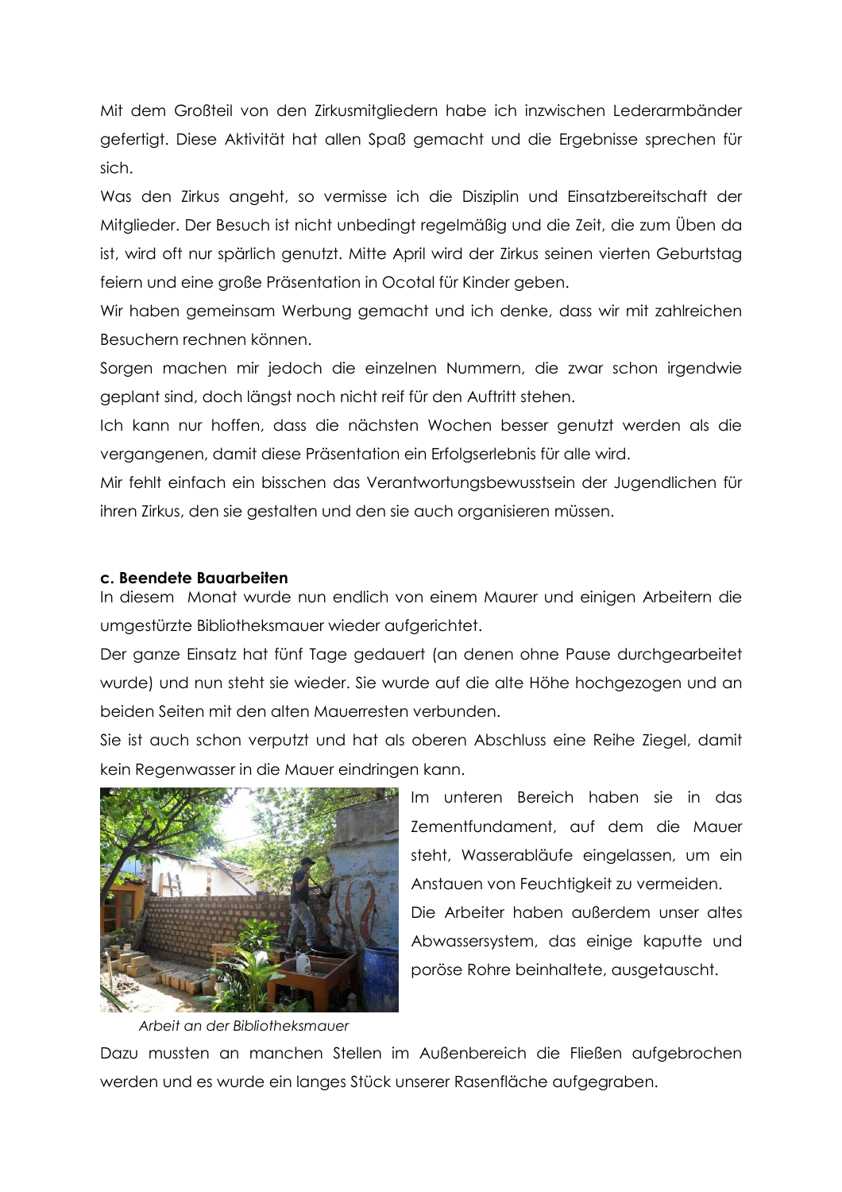Mit dem Großteil von den Zirkusmitgliedern habe ich inzwischen Lederarmbänder gefertigt. Diese Aktivität hat allen Spaß gemacht und die Ergebnisse sprechen für sich.

Was den Zirkus angeht, so vermisse ich die Disziplin und Einsatzbereitschaft der Mitglieder. Der Besuch ist nicht unbedingt regelmäßig und die Zeit, die zum Üben da ist, wird oft nur spärlich genutzt. Mitte April wird der Zirkus seinen vierten Geburtstag feiern und eine große Präsentation in Ocotal für Kinder geben.

Wir haben gemeinsam Werbung gemacht und ich denke, dass wir mit zahlreichen Besuchern rechnen können.

Sorgen machen mir jedoch die einzelnen Nummern, die zwar schon irgendwie geplant sind, doch längst noch nicht reif für den Auftritt stehen.

Ich kann nur hoffen, dass die nächsten Wochen besser genutzt werden als die vergangenen, damit diese Präsentation ein Erfolgserlebnis für alle wird.

Mir fehlt einfach ein bisschen das Verantwortungsbewusstsein der Jugendlichen für ihren Zirkus, den sie gestalten und den sie auch organisieren müssen.

**c. Beendete Bauarbeiten**

In diesem Monat wurde nun endlich von einem Maurer und einigen Arbeitern die umgestürzte Bibliotheksmauer wieder aufgerichtet.

Der ganze Einsatz hat fünf Tage gedauert (an denen ohne Pause durchgearbeitet wurde) und nun steht sie wieder. Sie wurde auf die alte Höhe hochgezogen und an beiden Seiten mit den alten Mauerresten verbunden.

Sie ist auch schon verputzt und hat als oberen Abschluss eine Reihe Ziegel, damit kein Regenwasser in die Mauer eindringen kann.

Im unteren Bereich haben sie in das Zementfundament, auf dem die Mauer steht, Wasserabläufe eingelassen, um ein Anstauen von Feuchtigkeit zu vermeiden.

Die Arbeiter haben außerdem unser altes Abwassersystem, das einige kaputte und poröse Rohre beinhaltete, ausgetauscht.

*Arbeit an der Bibliotheksmauer*

Dazu mussten an manchen Stellen im Außenbereich die Fließen aufgebrochen werden und es wurde ein langes Stück unserer Rasenfläche aufgegraben.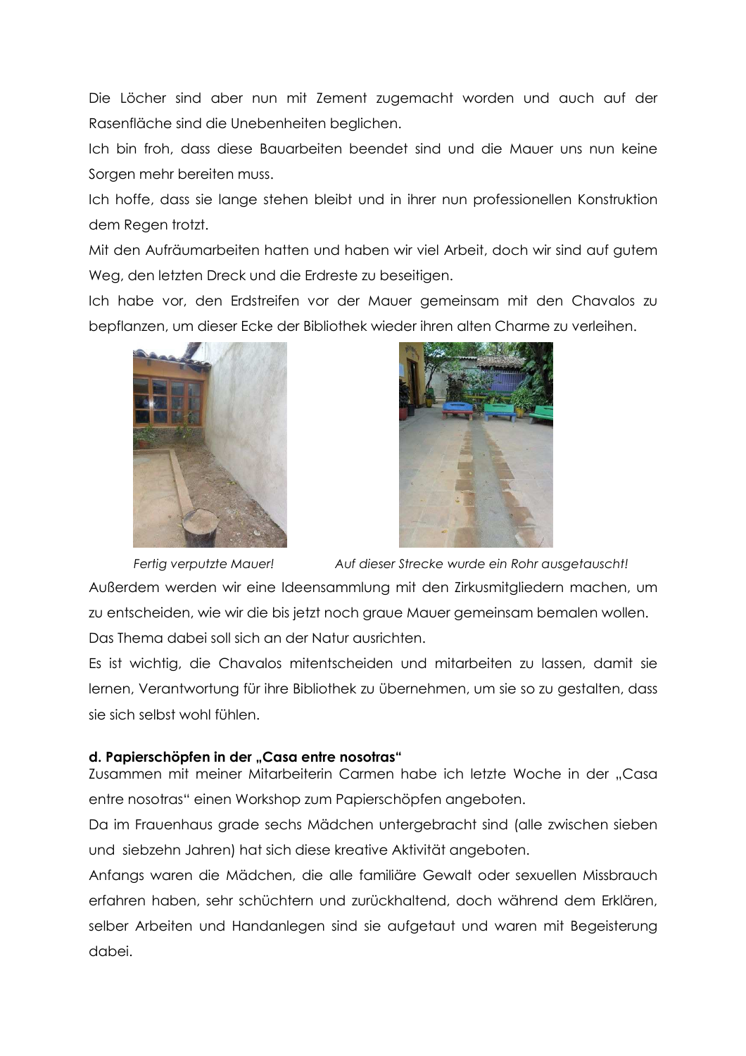Die Löcher sind aber nun mit Zement zugemacht worden und auch auf der Rasenfläche sind die Unebenheiten beglichen.

Ich bin froh, dass diese Bauarbeiten beendet sind und die Mauer uns nun keine Sorgen mehr bereiten muss.

Ich hoffe, dass sie lange stehen bleibt und in ihrer nun professionellen Konstruktion dem Regen trotzt.

Mit den Aufräumarbeiten hatten und haben wir viel Arbeit, doch wir sind auf gutem Weg, den letzten Dreck und die Erdreste zu beseitigen.

Ich habe vor, den Erdstreifen vor der Mauer gemeinsam mit den Chavalos zu bepflanzen, um dieser Ecke der Bibliothek wieder ihren alten Charme zu verleihen.

*Fertig verputzte Mauer!* *Auf dieser Strecke wurde ein Rohr ausgetauscht!*

Außerdem werden wir eine Ideensammlung mit den Zirkusmitgliedern machen, um zu entscheiden, wie wir die bis jetzt noch graue Mauer gemeinsam bemalen wollen.

Das Thema dabei soll sich an der Natur ausrichten.

Es ist wichtig, die Chavalos mitentscheiden und mitarbeiten zu lassen, damit sie lernen, Verantwortung für ihre Bibliothek zu übernehmen, um sie so zu gestalten, dass sie sich selbst wohl fühlen.

**d. Papierschöpfen in der „Casa entre nosotras“**

Zusammen mit meiner Mitarbeiterin Carmen habe ich letzte Woche in der „Casa entre nosotras“ einen Workshop zum Papierschöpfen angeboten.

Da im Frauenhaus grade sechs Mädchen untergebracht sind (alle zwischen sieben und siebzehn Jahren) hat sich diese kreative Aktivität angeboten.

Anfangs waren die Mädchen, die alle familiäre Gewalt oder sexuellen Missbrauch erfahren haben, sehr schüchtern und zurückhaltend, doch während dem Erklären, selber Arbeiten und Handanlegen sind sie aufgetaut und waren mit Begeisterung dabei.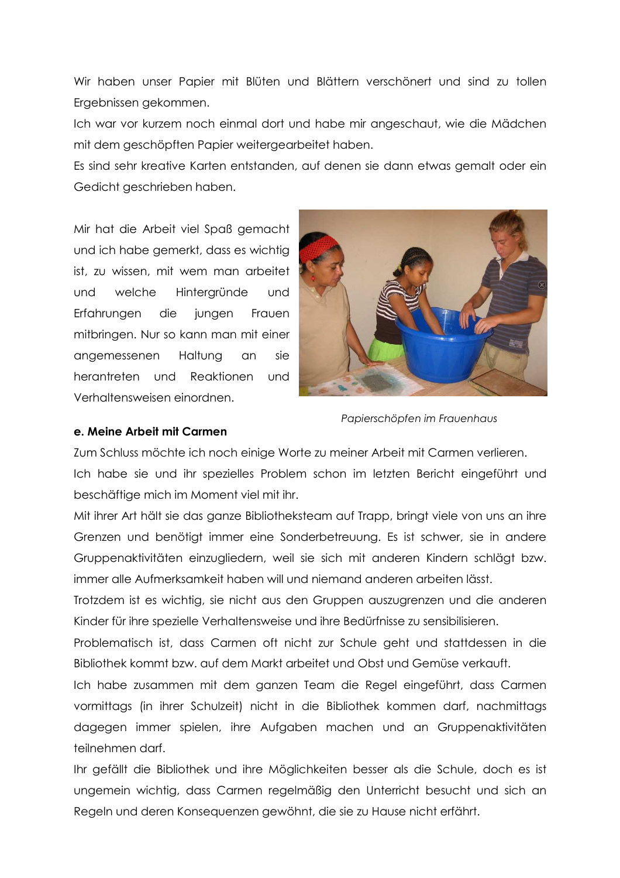Wir haben unser Papier mit Blüten und Blättern verschönert und sind zu tollen Ergebnissen gekommen.
Ich war vor kurzem noch einmal dort und habe mir angeschaut, wie die Mädchen mit dem geschöpften Papier weitergearbeitet haben.
Es sind sehr kreative Karten entstanden, auf denen sie dann etwas gemalt oder ein Gedicht geschrieben haben.

Mir hat die Arbeit viel Spaß gemacht und ich habe gemerkt, dass es wichtig ist, zu wissen, mit wem man arbeitet und welche Hintergründe und Erfahrungen die jungen Frauen mitbringen. Nur so kann man mit einer angemessenen Haltung an sie herantreten und Reaktionen und Verhaltensweisen einordnen.

*Papierschöpfen im Frauenhaus*

**e. Meine Arbeit mit Carmen**

Zum Schluss möchte ich noch einige Worte zu meiner Arbeit mit Carmen verlieren.
Ich habe sie und ihr spezielles Problem schon im letzten Bericht eingeführt und beschäftige mich im Moment viel mit ihr.
Mit ihrer Art hält sie das ganze Bibliotheksteam auf Trapp, bringt viele von uns an ihre Grenzen und benötigt immer eine Sonderbetreuung. Es ist schwer, sie in andere Gruppenaktivitäten einzugliedern, weil sie sich mit anderen Kindern schlägt bzw. immer alle Aufmerksamkeit haben will und niemand anderen arbeiten lässt.
Trotzdem ist es wichtig, sie nicht aus den Gruppen auszugrenzen und die anderen Kinder für ihre spezielle Verhaltensweise und ihre Bedürfnisse zu sensibilisieren.
Problematisch ist, dass Carmen oft nicht zur Schule geht und stattdessen in die Bibliothek kommt bzw. auf dem Markt arbeitet und Obst und Gemüse verkauft.
Ich habe zusammen mit dem ganzen Team die Regel eingeführt, dass Carmen vormittags (in ihrer Schulzeit) nicht in die Bibliothek kommen darf, nachmittags dagegen immer spielen, ihre Aufgaben machen und an Gruppenaktivitäten teilnehmen darf.
Ihr gefällt die Bibliothek und ihre Möglichkeiten besser als die Schule, doch es ist ungemein wichtig, dass Carmen regelmäßig den Unterricht besucht und sich an Regeln und deren Konsequenzen gewöhnt, die sie zu Hause nicht erfährt.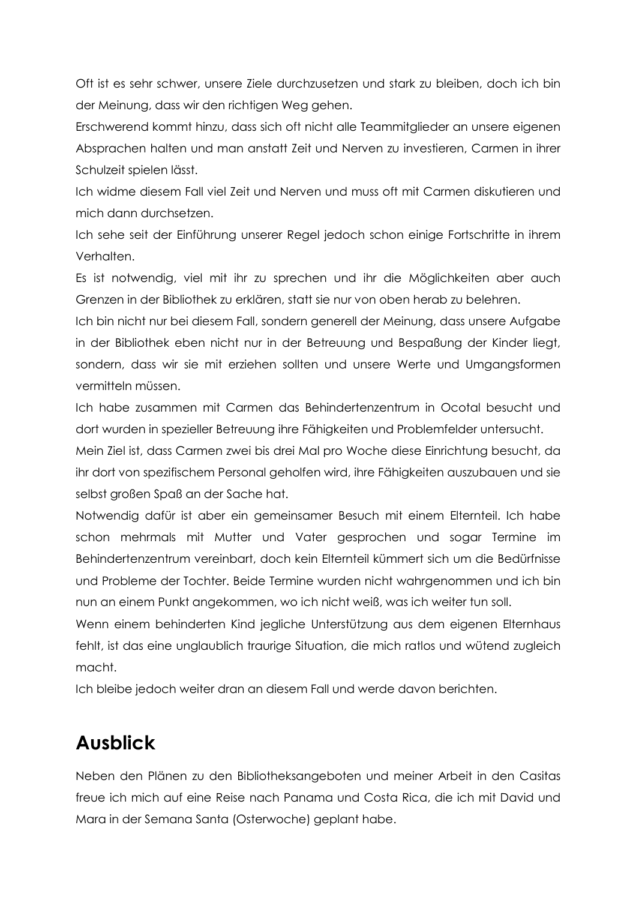Oft ist es sehr schwer, unsere Ziele durchzusetzen und stark zu bleiben, doch ich bin der Meinung, dass wir den richtigen Weg gehen.

Erschwerend kommt hinzu, dass sich oft nicht alle Teammitglieder an unsere eigenen Absprachen halten und man anstatt Zeit und Nerven zu investieren, Carmen in ihrer Schulzeit spielen lässt.

Ich widme diesem Fall viel Zeit und Nerven und muss oft mit Carmen diskutieren und mich dann durchsetzen.

Ich sehe seit der Einführung unserer Regel jedoch schon einige Fortschritte in ihrem Verhalten.

Es ist notwendig, viel mit ihr zu sprechen und ihr die Möglichkeiten aber auch Grenzen in der Bibliothek zu erklären, statt sie nur von oben herab zu belehren.

Ich bin nicht nur bei diesem Fall, sondern generell der Meinung, dass unsere Aufgabe in der Bibliothek eben nicht nur in der Betreuung und Bespaßung der Kinder liegt, sondern, dass wir sie mit erziehen sollten und unsere Werte und Umgangsformen vermitteln müssen.

Ich habe zusammen mit Carmen das Behindertenzentrum in Ocotal besucht und dort wurden in spezieller Betreuung ihre Fähigkeiten und Problemfelder untersucht.

Mein Ziel ist, dass Carmen zwei bis drei Mal pro Woche diese Einrichtung besucht, da ihr dort von spezifischem Personal geholfen wird, ihre Fähigkeiten auszubauen und sie selbst großen Spaß an der Sache hat.

Notwendig dafür ist aber ein gemeinsamer Besuch mit einem Elternteil. Ich habe schon mehrmals mit Mutter und Vater gesprochen und sogar Termine im Behindertenzentrum vereinbart, doch kein Elternteil kümmert sich um die Bedürfnisse und Probleme der Tochter. Beide Termine wurden nicht wahrgenommen und ich bin nun an einem Punkt angekommen, wo ich nicht weiß, was ich weiter tun soll.

Wenn einem behinderten Kind jegliche Unterstützung aus dem eigenen Elternhaus fehlt, ist das eine unglaublich traurige Situation, die mich ratlos und wütend zugleich macht.

Ich bleibe jedoch weiter dran an diesem Fall und werde davon berichten.

# Ausblick

Neben den Plänen zu den Bibliotheksangeboten und meiner Arbeit in den Casitas freue ich mich auf eine Reise nach Panama und Costa Rica, die ich mit David und Mara in der Semana Santa (Osterwoche) geplant habe.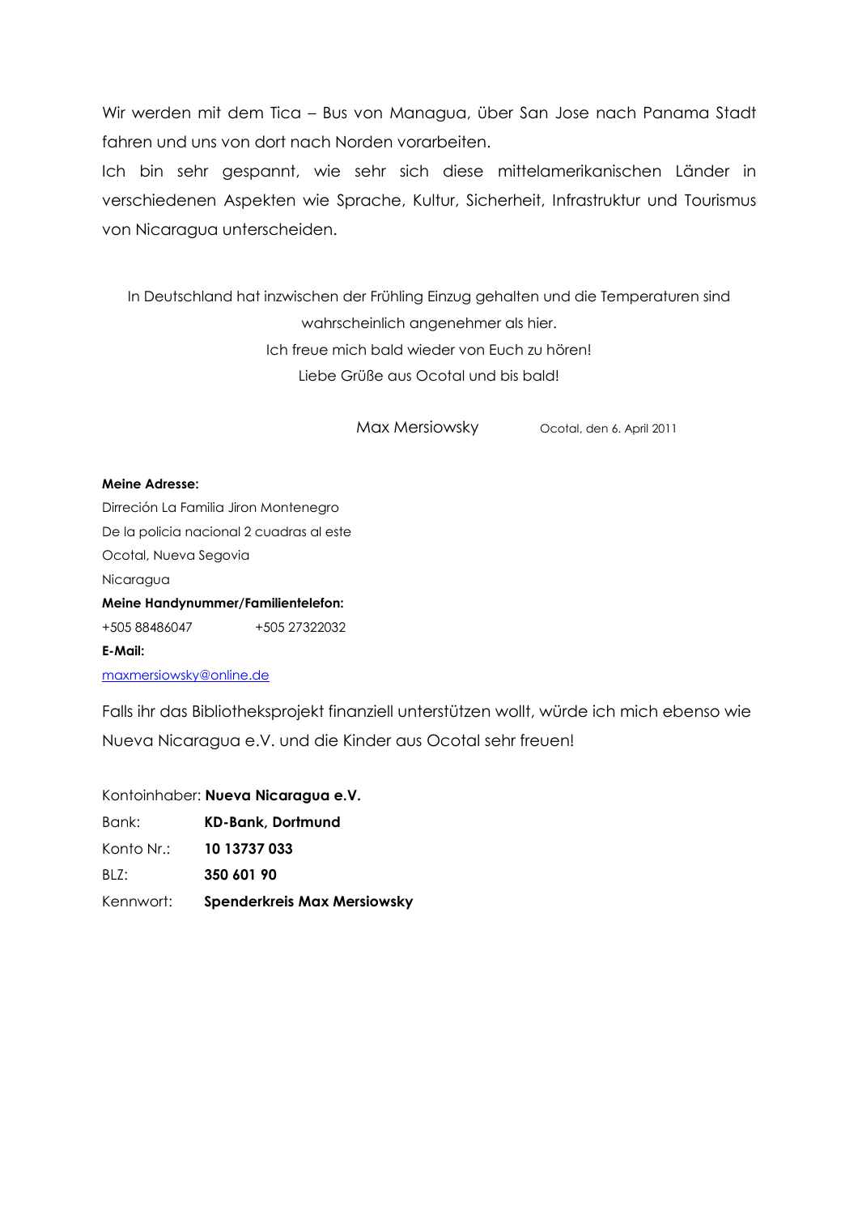Wir werden mit dem Tica – Bus von Managua, über San Jose nach Panama Stadt fahren und uns von dort nach Norden vorarbeiten.

Ich bin sehr gespannt, wie sehr sich diese mittelamerikanischen Länder in verschiedenen Aspekten wie Sprache, Kultur, Sicherheit, Infrastruktur und Tourismus von Nicaragua unterscheiden.

In Deutschland hat inzwischen der Frühling Einzug gehalten und die Temperaturen sind wahrscheinlich angenehmer als hier.
Ich freue mich bald wieder von Euch zu hören!
Liebe Grüße aus Ocotal und bis bald!

Max Mersiowsky          Ocotal, den 6. April 2011

**Meine Adresse:**
Dirreción La Familia Jiron Montenegro
De la policia nacional 2 cuadras al este
Ocotal, Nueva Segovia
Nicaragua

**Meine Handynummer/Familientelefon:**
+505 88486047          +505 27322032

**E-Mail:**
maxmersiowsky@online.de

Falls ihr das Bibliotheksprojekt finanziell unterstützen wollt, würde ich mich ebenso wie Nueva Nicaragua e.V. und die Kinder aus Ocotal sehr freuen!

Kontoinhaber: **Nueva Nicaragua e.V.**

| | |
|---|---|
| Bank: | **KD-Bank, Dortmund** |
| Konto Nr.: | **10 13737 033** |
| BLZ: | **350 601 90** |
| Kennwort: | **Spenderkreis Max Mersiowsky** |